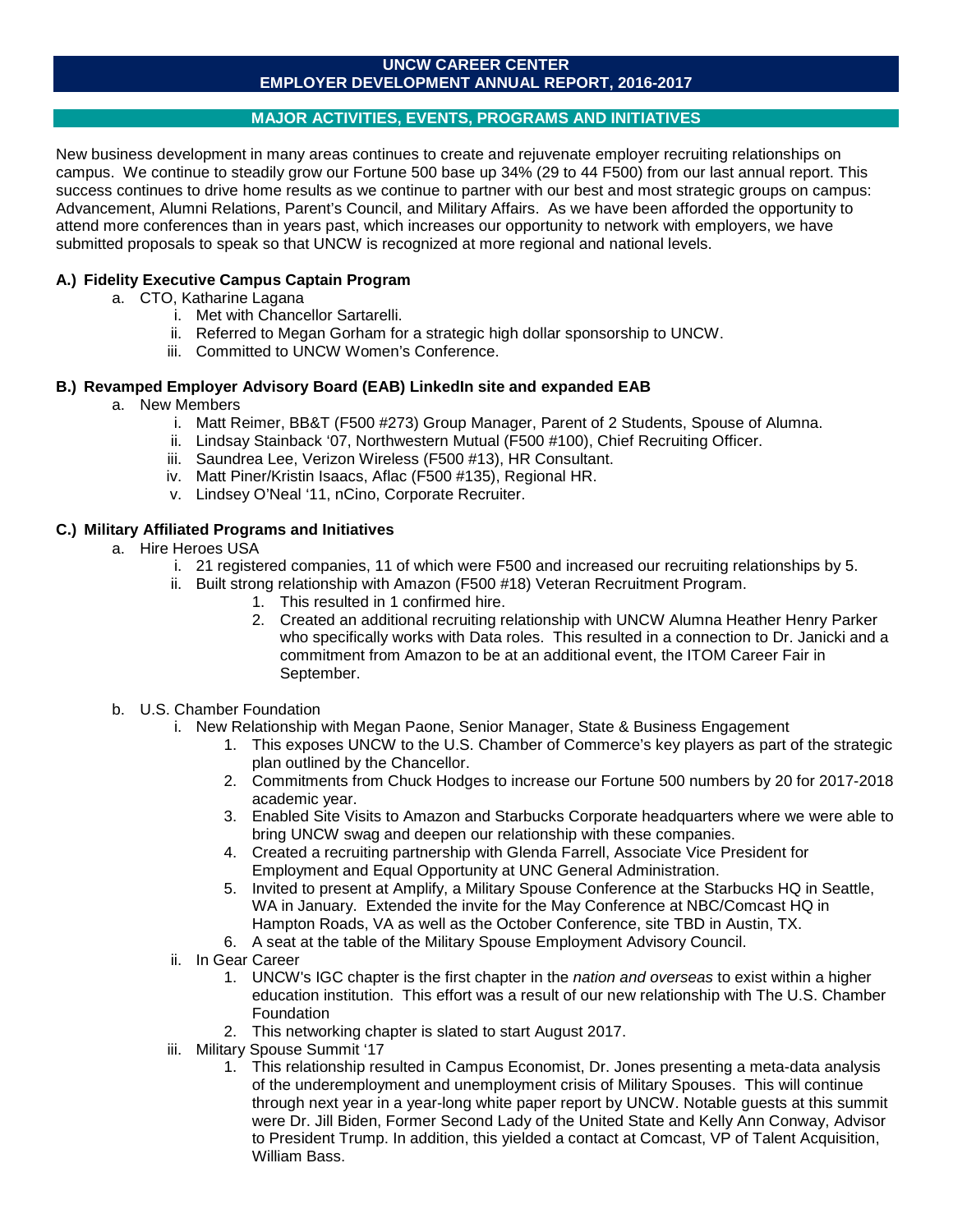# UNCW CAREER CENTER
# EMPLOYER DEVELOPMENT ANNUAL REPORT, 2016-2017

## MAJOR ACTIVITIES, EVENTS, PROGRAMS AND INITIATIVES

New business development in many areas continues to create and rejuvenate employer recruiting relationships on campus. We continue to steadily grow our Fortune 500 base up 34% (29 to 44 F500) from our last annual report. This success continues to drive home results as we continue to partner with our best and most strategic groups on campus: Advancement, Alumni Relations, Parent's Council, and Military Affairs. As we have been afforded the opportunity to attend more conferences than in years past, which increases our opportunity to network with employers, we have submitted proposals to speak so that UNCW is recognized at more regional and national levels.

### A.) Fidelity Executive Campus Captain Program

- a. CTO, Katharine Lagana
  - i. Met with Chancellor Sartarelli.
  - ii. Referred to Megan Gorham for a strategic high dollar sponsorship to UNCW.
  - iii. Committed to UNCW Women's Conference.

### B.) Revamped Employer Advisory Board (EAB) LinkedIn site and expanded EAB

- a. New Members
  - i. Matt Reimer, BB&T (F500 #273) Group Manager, Parent of 2 Students, Spouse of Alumna.
  - ii. Lindsay Stainback '07, Northwestern Mutual (F500 #100), Chief Recruiting Officer.
  - iii. Saundrea Lee, Verizon Wireless (F500 #13), HR Consultant.
  - iv. Matt Piner/Kristin Isaacs, Aflac (F500 #135), Regional HR.
  - v. Lindsey O'Neal '11, nCino, Corporate Recruiter.

### C.) Military Affiliated Programs and Initiatives

- a. Hire Heroes USA
  - i. 21 registered companies, 11 of which were F500 and increased our recruiting relationships by 5.
  - ii. Built strong relationship with Amazon (F500 #18) Veteran Recruitment Program.
    1. This resulted in 1 confirmed hire.
    2. Created an additional recruiting relationship with UNCW Alumna Heather Henry Parker who specifically works with Data roles. This resulted in a connection to Dr. Janicki and a commitment from Amazon to be at an additional event, the ITOM Career Fair in September.
- b. U.S. Chamber Foundation
  - i. New Relationship with Megan Paone, Senior Manager, State & Business Engagement
    1. This exposes UNCW to the U.S. Chamber of Commerce's key players as part of the strategic plan outlined by the Chancellor.
    2. Commitments from Chuck Hodges to increase our Fortune 500 numbers by 20 for 2017-2018 academic year.
    3. Enabled Site Visits to Amazon and Starbucks Corporate headquarters where we were able to bring UNCW swag and deepen our relationship with these companies.
    4. Created a recruiting partnership with Glenda Farrell, Associate Vice President for Employment and Equal Opportunity at UNC General Administration.
    5. Invited to present at Amplify, a Military Spouse Conference at the Starbucks HQ in Seattle, WA in January. Extended the invite for the May Conference at NBC/Comcast HQ in Hampton Roads, VA as well as the October Conference, site TBD in Austin, TX.
    6. A seat at the table of the Military Spouse Employment Advisory Council.
  - ii. In Gear Career
    1. UNCW's IGC chapter is the first chapter in the *nation and overseas* to exist within a higher education institution. This effort was a result of our new relationship with The U.S. Chamber Foundation
    2. This networking chapter is slated to start August 2017.
  - iii. Military Spouse Summit '17
    1. This relationship resulted in Campus Economist, Dr. Jones presenting a meta-data analysis of the underemployment and unemployment crisis of Military Spouses. This will continue through next year in a year-long white paper report by UNCW. Notable guests at this summit were Dr. Jill Biden, Former Second Lady of the United State and Kelly Ann Conway, Advisor to President Trump. In addition, this yielded a contact at Comcast, VP of Talent Acquisition, William Bass.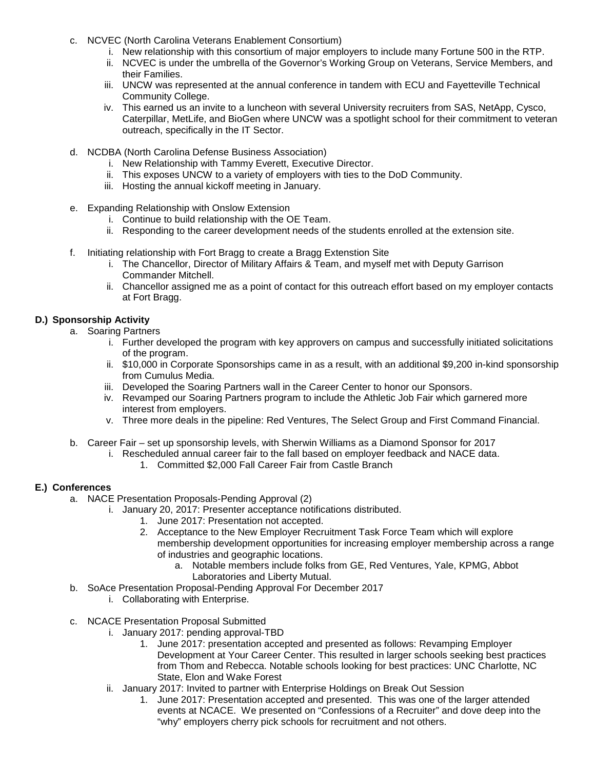c. NCVEC (North Carolina Veterans Enablement Consortium)
    i. New relationship with this consortium of major employers to include many Fortune 500 in the RTP.
    ii. NCVEC is under the umbrella of the Governor's Working Group on Veterans, Service Members, and their Families.
    iii. UNCW was represented at the annual conference in tandem with ECU and Fayetteville Technical Community College.
    iv. This earned us an invite to a luncheon with several University recruiters from SAS, NetApp, Cysco, Caterpillar, MetLife, and BioGen where UNCW was a spotlight school for their commitment to veteran outreach, specifically in the IT Sector.

d. NCDBA (North Carolina Defense Business Association)
    i. New Relationship with Tammy Everett, Executive Director.
    ii. This exposes UNCW to a variety of employers with ties to the DoD Community.
    iii. Hosting the annual kickoff meeting in January.

e. Expanding Relationship with Onslow Extension
    i. Continue to build relationship with the OE Team.
    ii. Responding to the career development needs of the students enrolled at the extension site.

f. Initiating relationship with Fort Bragg to create a Bragg Extenstion Site
    i. The Chancellor, Director of Military Affairs & Team, and myself met with Deputy Garrison Commander Mitchell.
    ii. Chancellor assigned me as a point of contact for this outreach effort based on my employer contacts at Fort Bragg.

**D.) Sponsorship Activity**

a. Soaring Partners
    i. Further developed the program with key approvers on campus and successfully initiated solicitations of the program.
    ii. $10,000 in Corporate Sponsorships came in as a result, with an additional $9,200 in-kind sponsorship from Cumulus Media.
    iii. Developed the Soaring Partners wall in the Career Center to honor our Sponsors.
    iv. Revamped our Soaring Partners program to include the Athletic Job Fair which garnered more interest from employers.
    v. Three more deals in the pipeline: Red Ventures, The Select Group and First Command Financial.

b. Career Fair – set up sponsorship levels, with Sherwin Williams as a Diamond Sponsor for 2017
    i. Rescheduled annual career fair to the fall based on employer feedback and NACE data.
        1. Committed $2,000 Fall Career Fair from Castle Branch

**E.) Conferences**

a. NACE Presentation Proposals-Pending Approval (2)
    i. January 20, 2017: Presenter acceptance notifications distributed.
        1. June 2017: Presentation not accepted.
        2. Acceptance to the New Employer Recruitment Task Force Team which will explore membership development opportunities for increasing employer membership across a range of industries and geographic locations.
            a. Notable members include folks from GE, Red Ventures, Yale, KPMG, Abbot Laboratories and Liberty Mutual.

b. SoAce Presentation Proposal-Pending Approval For December 2017
    i. Collaborating with Enterprise.

c. NCACE Presentation Proposal Submitted
    i. January 2017: pending approval-TBD
        1. June 2017: presentation accepted and presented as follows: Revamping Employer Development at Your Career Center. This resulted in larger schools seeking best practices from Thom and Rebecca. Notable schools looking for best practices: UNC Charlotte, NC State, Elon and Wake Forest
    ii. January 2017: Invited to partner with Enterprise Holdings on Break Out Session
        1. June 2017: Presentation accepted and presented. This was one of the larger attended events at NCACE. We presented on "Confessions of a Recruiter" and dove deep into the "why" employers cherry pick schools for recruitment and not others.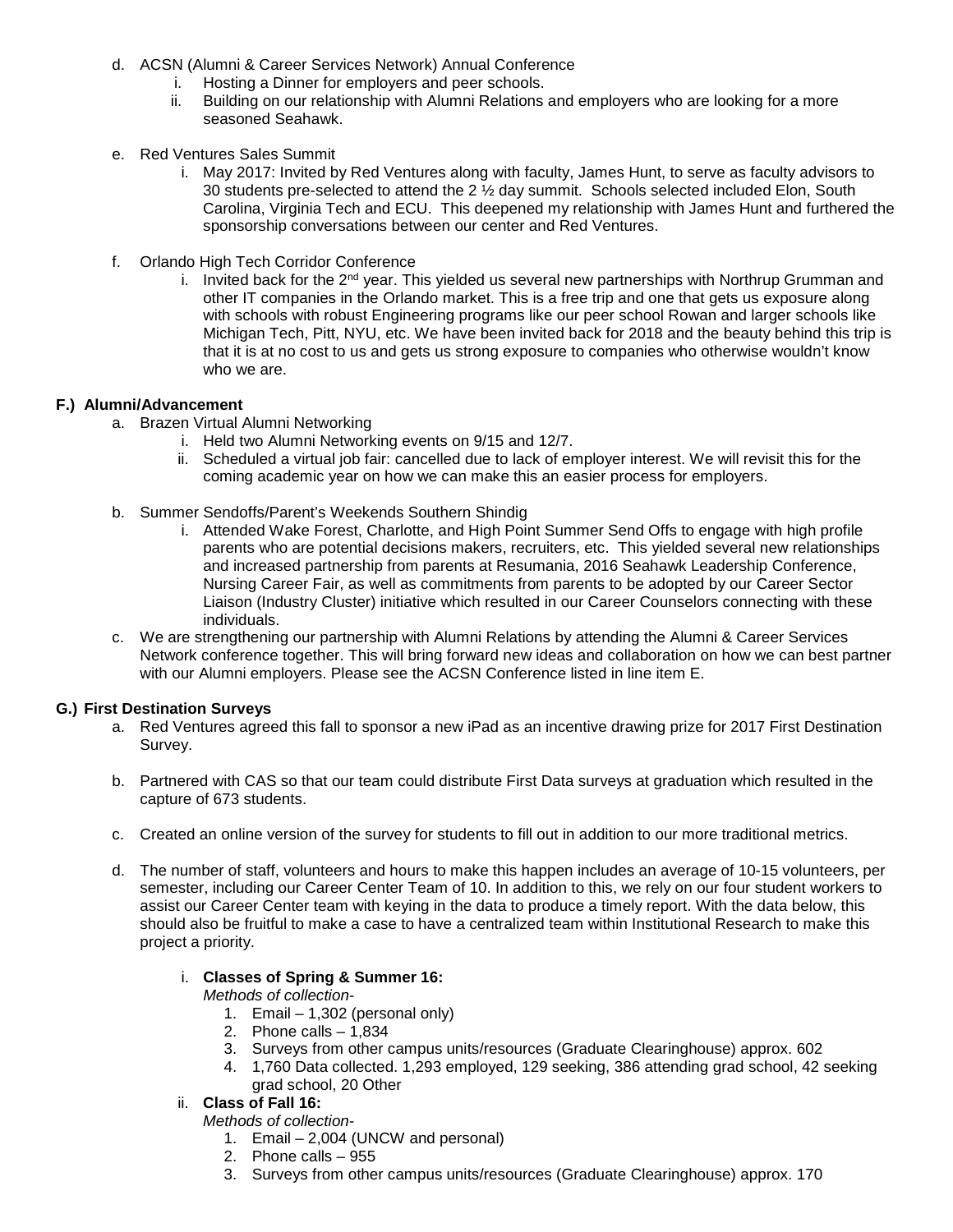d. ACSN (Alumni & Career Services Network) Annual Conference
   i. Hosting a Dinner for employers and peer schools.
   ii. Building on our relationship with Alumni Relations and employers who are looking for a more seasoned Seahawk.

e. Red Ventures Sales Summit
   i. May 2017: Invited by Red Ventures along with faculty, James Hunt, to serve as faculty advisors to 30 students pre-selected to attend the 2 ½ day summit. Schools selected included Elon, South Carolina, Virginia Tech and ECU. This deepened my relationship with James Hunt and furthered the sponsorship conversations between our center and Red Ventures.

f. Orlando High Tech Corridor Conference
   i. Invited back for the 2nd year. This yielded us several new partnerships with Northrup Grumman and other IT companies in the Orlando market. This is a free trip and one that gets us exposure along with schools with robust Engineering programs like our peer school Rowan and larger schools like Michigan Tech, Pitt, NYU, etc. We have been invited back for 2018 and the beauty behind this trip is that it is at no cost to us and gets us strong exposure to companies who otherwise wouldn't know who we are.

**F.) Alumni/Advancement**

a. Brazen Virtual Alumni Networking
   i. Held two Alumni Networking events on 9/15 and 12/7.
   ii. Scheduled a virtual job fair: cancelled due to lack of employer interest. We will revisit this for the coming academic year on how we can make this an easier process for employers.

b. Summer Sendoffs/Parent's Weekends Southern Shindig
   i. Attended Wake Forest, Charlotte, and High Point Summer Send Offs to engage with high profile parents who are potential decisions makers, recruiters, etc. This yielded several new relationships and increased partnership from parents at Resumania, 2016 Seahawk Leadership Conference, Nursing Career Fair, as well as commitments from parents to be adopted by our Career Sector Liaison (Industry Cluster) initiative which resulted in our Career Counselors connecting with these individuals.

c. We are strengthening our partnership with Alumni Relations by attending the Alumni & Career Services Network conference together. This will bring forward new ideas and collaboration on how we can best partner with our Alumni employers. Please see the ACSN Conference listed in line item E.

**G.) First Destination Surveys**

a. Red Ventures agreed this fall to sponsor a new iPad as an incentive drawing prize for 2017 First Destination Survey.

b. Partnered with CAS so that our team could distribute First Data surveys at graduation which resulted in the capture of 673 students.

c. Created an online version of the survey for students to fill out in addition to our more traditional metrics.

d. The number of staff, volunteers and hours to make this happen includes an average of 10-15 volunteers, per semester, including our Career Center Team of 10. In addition to this, we rely on our four student workers to assist our Career Center team with keying in the data to produce a timely report. With the data below, this should also be fruitful to make a case to have a centralized team within Institutional Research to make this project a priority.

   i. **Classes of Spring & Summer 16:**
      *Methods of collection-*
      1. Email – 1,302 (personal only)
      2. Phone calls – 1,834
      3. Surveys from other campus units/resources (Graduate Clearinghouse) approx. 602
      4. 1,760 Data collected. 1,293 employed, 129 seeking, 386 attending grad school, 42 seeking grad school, 20 Other

   ii. **Class of Fall 16:**
      *Methods of collection-*
      1. Email – 2,004 (UNCW and personal)
      2. Phone calls – 955
      3. Surveys from other campus units/resources (Graduate Clearinghouse) approx. 170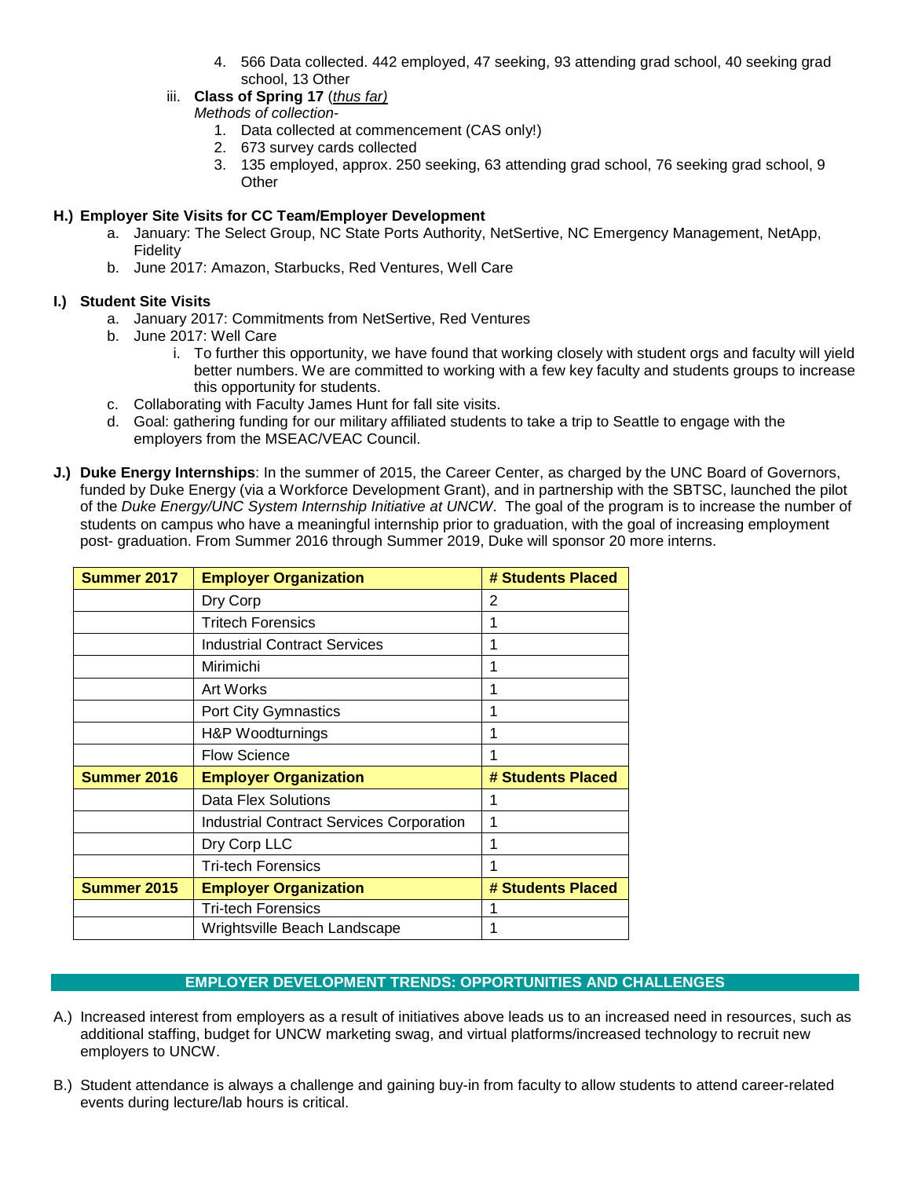4. 566 Data collected. 442 employed, 47 seeking, 93 attending grad school, 40 seeking grad school, 13 Other

iii. **Class of Spring 17** (*thus far)*
*Methods of collection-*
1. Data collected at commencement (CAS only!)
2. 673 survey cards collected
3. 135 employed, approx. 250 seeking, 63 attending grad school, 76 seeking grad school, 9 Other

**H.) Employer Site Visits for CC Team/Employer Development**

a. January: The Select Group, NC State Ports Authority, NetSertive, NC Emergency Management, NetApp, Fidelity
b. June 2017: Amazon, Starbucks, Red Ventures, Well Care

**I.) Student Site Visits**

a. January 2017: Commitments from NetSertive, Red Ventures
b. June 2017: Well Care
   i. To further this opportunity, we have found that working closely with student orgs and faculty will yield better numbers. We are committed to working with a few key faculty and students groups to increase this opportunity for students.
c. Collaborating with Faculty James Hunt for fall site visits.
d. Goal: gathering funding for our military affiliated students to take a trip to Seattle to engage with the employers from the MSEAC/VEAC Council.

**J.) Duke Energy Internships**: In the summer of 2015, the Career Center, as charged by the UNC Board of Governors, funded by Duke Energy (via a Workforce Development Grant), and in partnership with the SBTSC, launched the pilot of the *Duke Energy/UNC System Internship Initiative at UNCW*. The goal of the program is to increase the number of students on campus who have a meaningful internship prior to graduation, with the goal of increasing employment post- graduation. From Summer 2016 through Summer 2019, Duke will sponsor 20 more interns.

| Summer 2017 | Employer Organization | # Students Placed |
|---|---|---|
| | Dry Corp | 2 |
| | Tritech Forensics | 1 |
| | Industrial Contract Services | 1 |
| | Mirimichi | 1 |
| | Art Works | 1 |
| | Port City Gymnastics | 1 |
| | H&P Woodturnings | 1 |
| | Flow Science | 1 |
| **Summer 2016** | **Employer Organization** | **# Students Placed** |
| | Data Flex Solutions | 1 |
| | Industrial Contract Services Corporation | 1 |
| | Dry Corp LLC | 1 |
| | Tri-tech Forensics | 1 |
| **Summer 2015** | **Employer Organization** | **# Students Placed** |
| | Tri-tech Forensics | 1 |
| | Wrightsville Beach Landscape | 1 |

## EMPLOYER DEVELOPMENT TRENDS: OPPORTUNITIES AND CHALLENGES

A.) Increased interest from employers as a result of initiatives above leads us to an increased need in resources, such as additional staffing, budget for UNCW marketing swag, and virtual platforms/increased technology to recruit new employers to UNCW.

B.) Student attendance is always a challenge and gaining buy-in from faculty to allow students to attend career-related events during lecture/lab hours is critical.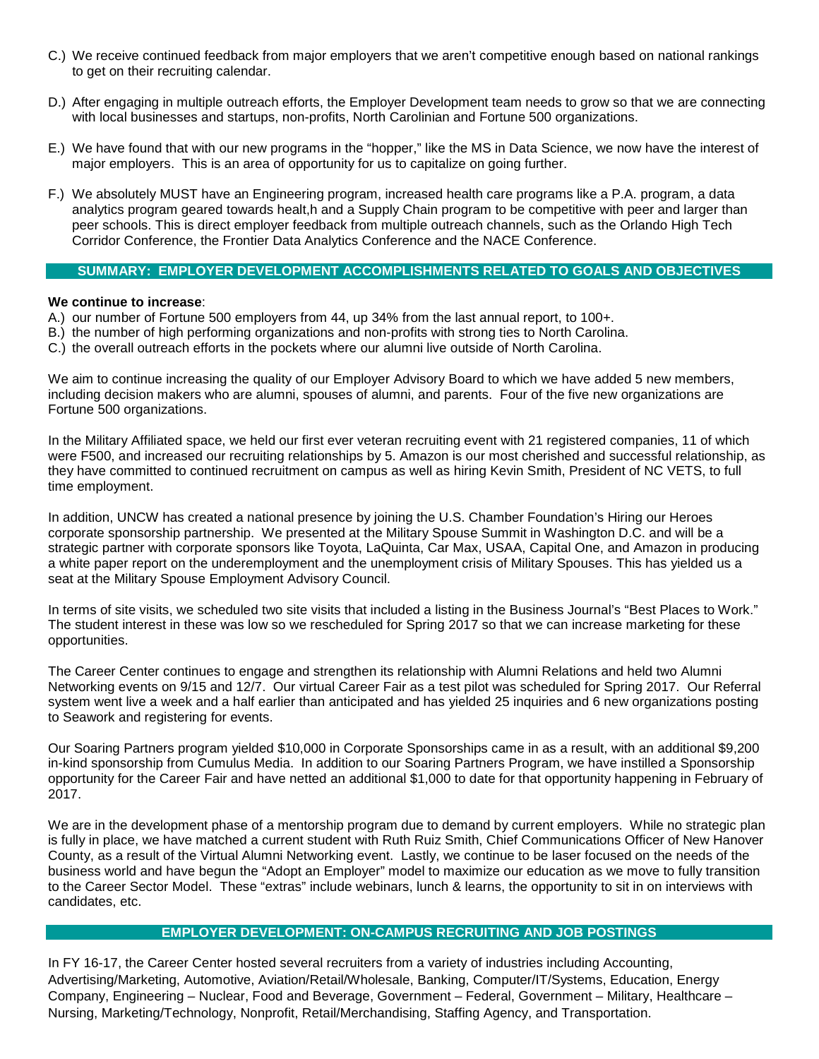C.) We receive continued feedback from major employers that we aren't competitive enough based on national rankings to get on their recruiting calendar.

D.) After engaging in multiple outreach efforts, the Employer Development team needs to grow so that we are connecting with local businesses and startups, non-profits, North Carolinian and Fortune 500 organizations.

E.) We have found that with our new programs in the "hopper," like the MS in Data Science, we now have the interest of major employers. This is an area of opportunity for us to capitalize on going further.

F.) We absolutely MUST have an Engineering program, increased health care programs like a P.A. program, a data analytics program geared towards healt,h and a Supply Chain program to be competitive with peer and larger than peer schools. This is direct employer feedback from multiple outreach channels, such as the Orlando High Tech Corridor Conference, the Frontier Data Analytics Conference and the NACE Conference.

## SUMMARY: EMPLOYER DEVELOPMENT ACCOMPLISHMENTS RELATED TO GOALS AND OBJECTIVES

**We continue to increase**:

A.) our number of Fortune 500 employers from 44, up 34% from the last annual report, to 100+.
B.) the number of high performing organizations and non-profits with strong ties to North Carolina.
C.) the overall outreach efforts in the pockets where our alumni live outside of North Carolina.

We aim to continue increasing the quality of our Employer Advisory Board to which we have added 5 new members, including decision makers who are alumni, spouses of alumni, and parents. Four of the five new organizations are Fortune 500 organizations.

In the Military Affiliated space, we held our first ever veteran recruiting event with 21 registered companies, 11 of which were F500, and increased our recruiting relationships by 5. Amazon is our most cherished and successful relationship, as they have committed to continued recruitment on campus as well as hiring Kevin Smith, President of NC VETS, to full time employment.

In addition, UNCW has created a national presence by joining the U.S. Chamber Foundation's Hiring our Heroes corporate sponsorship partnership. We presented at the Military Spouse Summit in Washington D.C. and will be a strategic partner with corporate sponsors like Toyota, LaQuinta, Car Max, USAA, Capital One, and Amazon in producing a white paper report on the underemployment and the unemployment crisis of Military Spouses. This has yielded us a seat at the Military Spouse Employment Advisory Council.

In terms of site visits, we scheduled two site visits that included a listing in the Business Journal's "Best Places to Work." The student interest in these was low so we rescheduled for Spring 2017 so that we can increase marketing for these opportunities.

The Career Center continues to engage and strengthen its relationship with Alumni Relations and held two Alumni Networking events on 9/15 and 12/7. Our virtual Career Fair as a test pilot was scheduled for Spring 2017. Our Referral system went live a week and a half earlier than anticipated and has yielded 25 inquiries and 6 new organizations posting to Seawork and registering for events.

Our Soaring Partners program yielded $10,000 in Corporate Sponsorships came in as a result, with an additional $9,200 in-kind sponsorship from Cumulus Media. In addition to our Soaring Partners Program, we have instilled a Sponsorship opportunity for the Career Fair and have netted an additional $1,000 to date for that opportunity happening in February of 2017.

We are in the development phase of a mentorship program due to demand by current employers. While no strategic plan is fully in place, we have matched a current student with Ruth Ruiz Smith, Chief Communications Officer of New Hanover County, as a result of the Virtual Alumni Networking event. Lastly, we continue to be laser focused on the needs of the business world and have begun the "Adopt an Employer" model to maximize our education as we move to fully transition to the Career Sector Model. These "extras" include webinars, lunch & learns, the opportunity to sit in on interviews with candidates, etc.

## EMPLOYER DEVELOPMENT: ON-CAMPUS RECRUITING AND JOB POSTINGS

In FY 16-17, the Career Center hosted several recruiters from a variety of industries including Accounting, Advertising/Marketing, Automotive, Aviation/Retail/Wholesale, Banking, Computer/IT/Systems, Education, Energy Company, Engineering – Nuclear, Food and Beverage, Government – Federal, Government – Military, Healthcare – Nursing, Marketing/Technology, Nonprofit, Retail/Merchandising, Staffing Agency, and Transportation.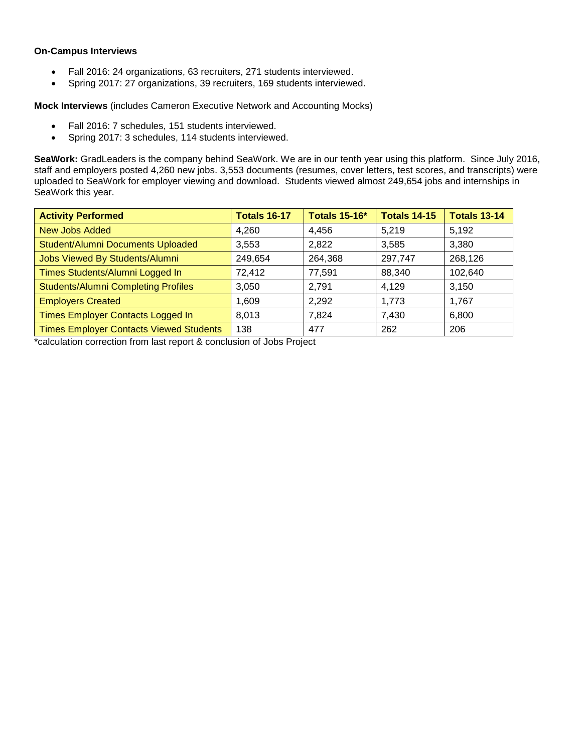**On-Campus Interviews**

- Fall 2016: 24 organizations, 63 recruiters, 271 students interviewed.
- Spring 2017: 27 organizations, 39 recruiters, 169 students interviewed.

**Mock Interviews** (includes Cameron Executive Network and Accounting Mocks)

- Fall 2016: 7 schedules, 151 students interviewed.
- Spring 2017: 3 schedules, 114 students interviewed.

**SeaWork:** GradLeaders is the company behind SeaWork. We are in our tenth year using this platform. Since July 2016, staff and employers posted 4,260 new jobs. 3,553 documents (resumes, cover letters, test scores, and transcripts) were uploaded to SeaWork for employer viewing and download. Students viewed almost 249,654 jobs and internships in SeaWork this year.

| Activity Performed | Totals 16-17 | Totals 15-16* | Totals 14-15 | Totals 13-14 |
|---|---|---|---|---|
| New Jobs Added | 4,260 | 4,456 | 5,219 | 5,192 |
| Student/Alumni Documents Uploaded | 3,553 | 2,822 | 3,585 | 3,380 |
| Jobs Viewed By Students/Alumni | 249,654 | 264,368 | 297,747 | 268,126 |
| Times Students/Alumni Logged In | 72,412 | 77,591 | 88,340 | 102,640 |
| Students/Alumni Completing Profiles | 3,050 | 2,791 | 4,129 | 3,150 |
| Employers Created | 1,609 | 2,292 | 1,773 | 1,767 |
| Times Employer Contacts Logged In | 8,013 | 7,824 | 7,430 | 6,800 |
| Times Employer Contacts Viewed Students | 138 | 477 | 262 | 206 |

*calculation correction from last report & conclusion of Jobs Project